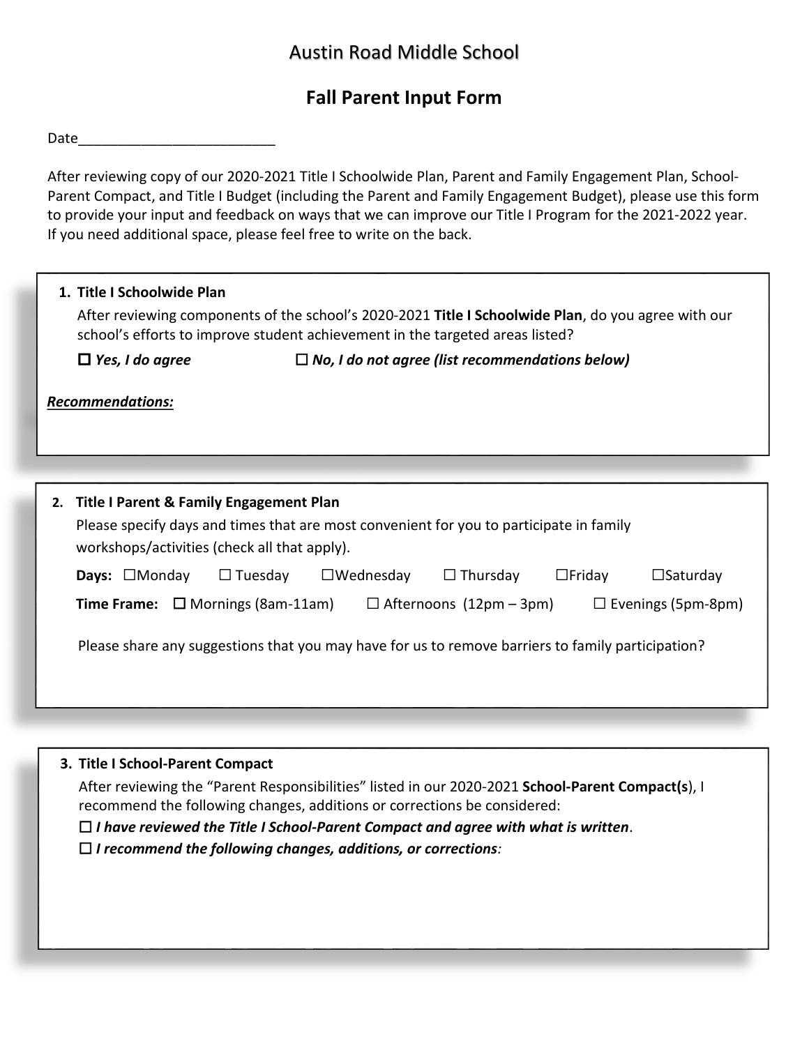# Austin Road Middle School

## Fall Parent Input Form

Date_________________________

After reviewing copy of our 2020-2021 Title I Schoolwide Plan, Parent and Family Engagement Plan, School-Parent Compact, and Title I Budget (including the Parent and Family Engagement Budget), please use this form to provide your input and feedback on ways that we can improve our Title I Program for the 2021-2022 year. If you need additional space, please feel free to write on the back.

**1. Title I Schoolwide Plan**

After reviewing components of the school's 2020-2021 **Title I Schoolwide Plan**, do you agree with our school's efforts to improve student achievement in the targeted areas listed?

☐ ***Yes, I do agree*** ☐ ***No, I do not agree (list recommendations below)***

***Recommendations:***

**2. Title I Parent & Family Engagement Plan**

Please specify days and times that are most convenient for you to participate in family workshops/activities (check all that apply).

**Days:** ☐Monday ☐ Tuesday ☐Wednesday ☐ Thursday ☐Friday ☐Saturday

**Time Frame:** ☐ Mornings (8am-11am) ☐ Afternoons (12pm – 3pm) ☐ Evenings (5pm-8pm)

Please share any suggestions that you may have for us to remove barriers to family participation?

**3. Title I School-Parent Compact**

After reviewing the "Parent Responsibilities" listed in our 2020-2021 **School-Parent Compact(s**), I recommend the following changes, additions or corrections be considered:

☐ ***I have reviewed the Title I School-Parent Compact and agree with what is written***.

☐ ***I recommend the following changes, additions, or corrections***: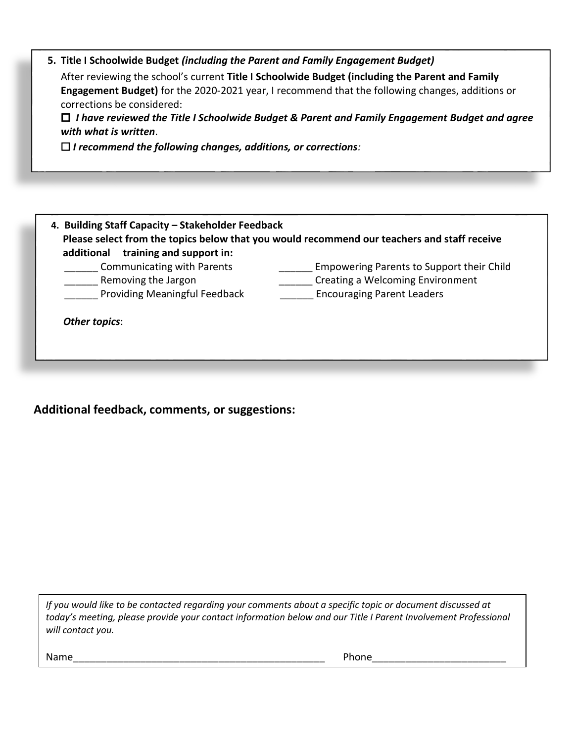**5. Title I Schoolwide Budget *(including the Parent and Family Engagement Budget)***

After reviewing the school's current **Title I Schoolwide Budget (including the Parent and Family Engagement Budget)** for the 2020-2021 year, I recommend that the following changes, additions or corrections be considered:

☐ ***I have reviewed the Title I Schoolwide Budget & Parent and Family Engagement Budget and agree with what is written***.

☐ ***I recommend the following changes, additions, or corrections**:*

**4. Building Staff Capacity – Stakeholder Feedback**

**Please select from the topics below that you would recommend our teachers and staff receive additional training and support in:**

______ Communicating with Parents

______ Removing the Jargon

______ Providing Meaningful Feedback

______ Empowering Parents to Support their Child

______ Creating a Welcoming Environment

______ Encouraging Parent Leaders

***Other topics***:

## Additional feedback, comments, or suggestions:

*If you would like to be contacted regarding your comments about a specific topic or document discussed at today's meeting, please provide your contact information below and our Title I Parent Involvement Professional will contact you.*

Name_______________________________________________ Phone________________________